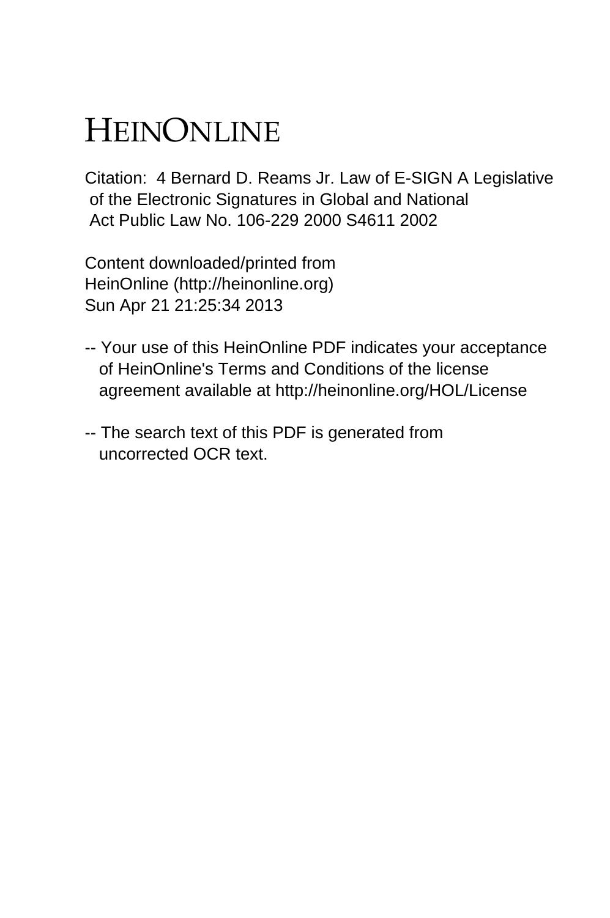# HEINONLINE

Citation: 4 Bernard D. Reams Jr. Law of E-SIGN A Legislative of the Electronic Signatures in Global and National Act Public Law No. 106-229 2000 S4611 2002

Content downloaded/printed from HeinOnline (http://heinonline.org) Sun Apr 21 21:25:34 2013

-- Your use of this HeinOnline PDF indicates your acceptance of HeinOnline's Terms and Conditions of the license agreement available at http://heinonline.org/HOL/License

-- The search text of this PDF is generated from uncorrected OCR text.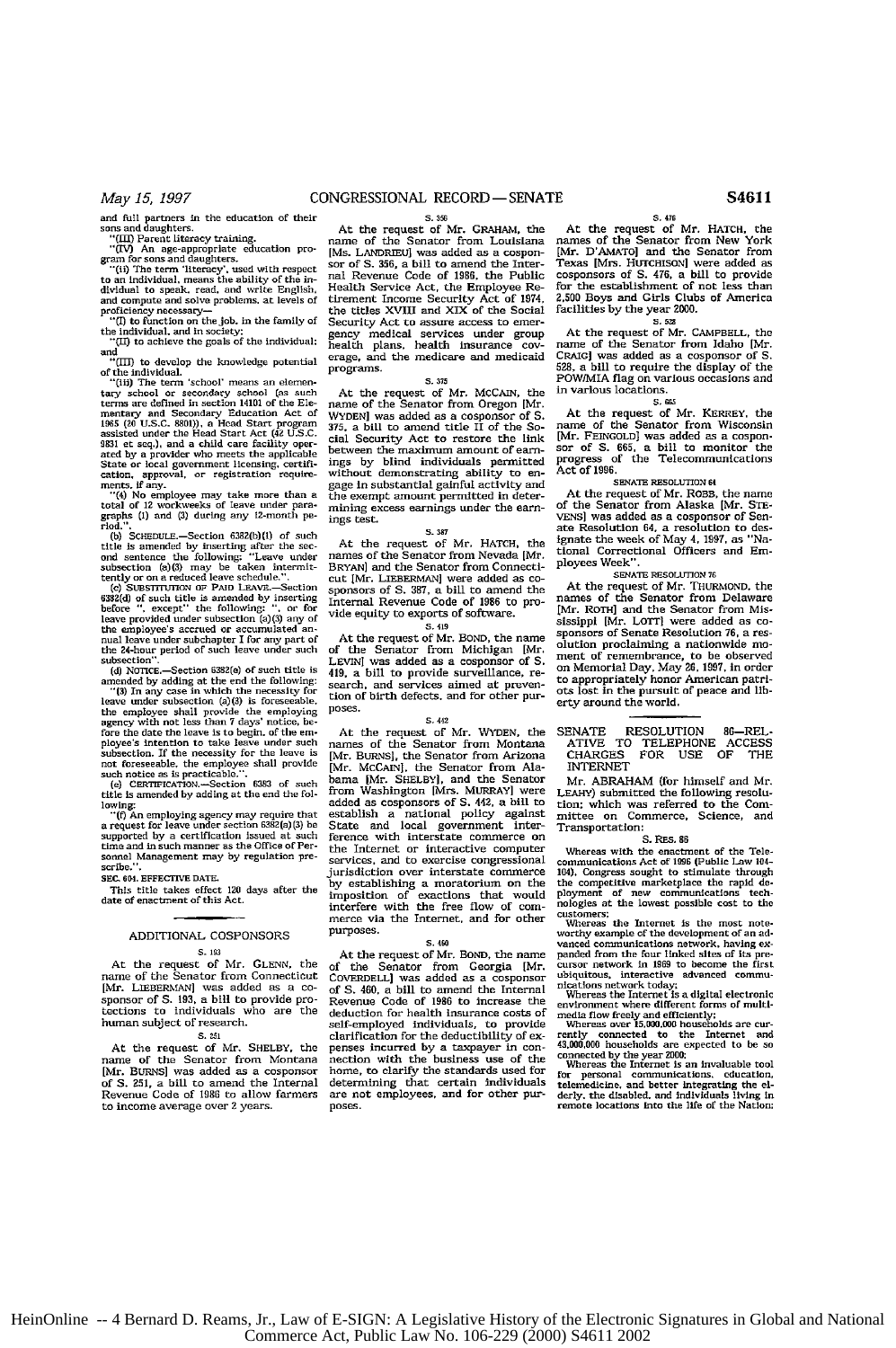and full partners in the education of their sons and daughters.

"(III) Parent literacy training.

"(IV) An age-appropriate education program for sons and daughters.

"(ii) The term 'literacy', used with respect to an individual, means the ability of the individual to speak, read, and write English, and compute and solve problems, at levels of proficiency necessary—

"(I) to function on the job, in the family of the individual, and in society;

"(II) to achieve the goals of the individual; and

"(III) to develop the knowledge potential of the individual.

"(iii) The term 'school' means an elementary school or secondary school (as such terms are defined in section 14101 of the Elementary and Secondary Education Act of 1965 (20 U.S.C. 8801)), a Head Start program assisted under the Head Start Act (42 U.S.C. 9831 et seq.), and a child care facility operated by a provider who meets the applicable State or local government licensing, certification, approval, or registration requirements, if any.

"(4) No employee may take more than a total of 12 workweeks of leave under paragraphs (1) and (3) during any 12-month period.".

(b) SCHEDULE.—Section 6382(b)(1) of such title is amended by inserting after the second sentence the following: "Leave under subsection (a)(3) may be taken intermittently or on a reduced leave schedule.".

(c) SUBSTITUTION OF PAID LEAVE.—Section 6382(d) of such title is amended by inserting before ", except" the following: ", or for leave provided under subsection (a)(3) any of the employee's accrued or accumulated annual leave under subchapter I for any part of the 24-hour period of such leave under such subsection".

(d) NOTICE.—Section 6382(e) of such title is amended by adding at the end the following:

"(3) In any case in which the necessity for leave under subsection (a)(3) is foreseeable, the employee shall provide the employing agency with not less than 7 days' notice, before the date the leave is to begin, of the employee's intention to take leave under such subsection. If the necessity for the leave is not foreseeable, the employee shall provide such notice as is practicable.".

(e) CERTIFICATION.—Section 6383 of such title is amended by adding at the end the following:

"(f) An employing agency may require that a request for leave under section 6382(a)(3) be supported by a certification issued at such time and in such manner as the Office of Personnel Management may by regulation prescribe.".

**SEC. 604. EFFECTIVE DATE.**

This title takes effect 120 days after the date of enactment of this Act.

## ADDITIONAL COSPONSORS

S. 193

At the request of Mr. GLENN, the name of the Senator from Connecticut [Mr. LIEBERMAN] was added as a cosponsor of S. 193, a bill to provide protections to individuals who are the human subject of research.

S. 251

At the request of Mr. SHELBY, the name of the Senator from Montana [Mr. BURNS] was added as a cosponsor of S. 251, a bill to amend the Internal Revenue Code of 1986 to allow farmers to income average over 2 years.

S. 356

At the request of Mr. GRAHAM, the name of the Senator from Louisiana [Ms. LANDRIEU] was added as a cosponsor of S. 356, a bill to amend the Internal Revenue Code of 1986, the Public Health Service Act, the Employee Retirement Income Security Act of 1974, the titles XVIII and XIX of the Social Security Act to assure access to emergency medical services under group health plans, health insurance coverage, and the medicare and medicaid programs.

S. 375

At the request of Mr. MCCAIN, the name of the Senator from Oregon [Mr. WYDEN] was added as a cosponsor of S. 375, a bill to amend title II of the Social Security Act to restore the link between the maximum amount of earnings by blind individuals permitted without demonstrating ability to engage in substantial gainful activity and the exempt amount permitted in determining excess earnings under the earnings test.

S. 387

At the request of Mr. HATCH, the names of the Senator from Nevada [Mr. BRYAN] and the Senator from Connecticut [Mr. LIEBERMAN] were added as cosponsors of S. 387, a bill to amend the Internal Revenue Code of 1986 to provide equity to exports of software.

S. 419

At the request of Mr. BOND, the name of the Senator from Michigan [Mr. LEVIN] was added as a cosponsor of S. 419, a bill to provide surveillance, research, and services aimed at prevention of birth defects, and for other purposes.

S. 442

At the request of Mr. WYDEN, the names of the Senator from Montana [Mr. BURNS], the Senator from Arizona [Mr. MCCAIN], the Senator from Alabama [Mr. SHELBY], and the Senator from Washington [Mrs. MURRAY] were added as cosponsors of S. 442, a bill to establish a national policy against State and local government interference with interstate commerce on the Internet or interactive computer services, and to exercise congressional jurisdiction over interstate commerce by establishing a moratorium on the imposition of exactions that would interfere with the free flow of commerce via the Internet, and for other purposes.

S. 460

At the request of Mr. BOND, the name of the Senator from Georgia [Mr. COVERDELL] was added as a cosponsor of S. 460, a bill to amend the Internal Revenue Code of 1986 to increase the deduction for health insurance costs of self-employed individuals, to provide clarification for the deductibility of expenses incurred by a taxpayer in connection with the business use of the home, to clarify the standards used for determining that certain individuals are not employees, and for other purposes.

S. 476

At the request of Mr. HATCH, the names of the Senator from New York [Mr. D'AMATO] and the Senator from Texas [Mrs. HUTCHISON] were added as cosponsors of S. 476, a bill to provide for the establishment of not less than 2,500 Boys and Girls Clubs of America facilities by the year 2000.

S. 528

At the request of Mr. CAMPBELL, the name of the Senator from Idaho [Mr. CRAIG] was added as a cosponsor of S. 528, a bill to require the display of the POW/MIA flag on various occasions and in various locations.

S. 665

At the request of Mr. KERREY, the name of the Senator from Wisconsin [Mr. FEINGOLD] was added as a cosponsor of S. 665, a bill to monitor the progress of the Telecommunications Act of 1996.

SENATE RESOLUTION 64

At the request of Mr. ROBB, the name of the Senator from Alaska [Mr. STEVENS] was added as a cosponsor of Senate Resolution 64, a resolution to designate the week of May 4, 1997, as "National Correctional Officers and Employees Week".

SENATE RESOLUTION 76

At the request of Mr. THURMOND, the names of the Senator from Delaware [Mr. ROTH] and the Senator from Mississippi [Mr. LOTT] were added as cosponsors of Senate Resolution 76, a resolution proclaiming a nationwide moment of remembrance, to be observed on Memorial Day, May 26, 1997, in order to appropriately honor American patriots lost in the pursuit of peace and liberty around the world.

## SENATE RESOLUTION 86—RELATIVE TO TELEPHONE ACCESS CHARGES FOR USE OF THE INTERNET

Mr. ABRAHAM (for himself and Mr. LEAHY) submitted the following resolution; which was referred to the Committee on Commerce, Science, and Transportation:

S. RES. 86

Whereas with the enactment of the Telecommunications Act of 1996 (Public Law 104-104), Congress sought to stimulate through the competitive marketplace the rapid deployment of new communications technologies at the lowest possible cost to the customers;

Whereas the Internet is the most noteworthy example of the development of an advanced communications network, having expanded from the four linked sites of its precursor network in 1969 to become the first ubiquitous, interactive advanced communications network today;

Whereas the Internet is a digital electronic environment where different forms of multimedia flow freely and efficiently;

Whereas over 15,000,000 households are currently connected to the Internet and 43,000,000 households are expected to be so connected by the year 2000;

Whereas the Internet is an invaluable tool for personal communications, education, telemedicine, and better integrating the elderly, the disabled, and individuals living in remote locations into the life of the Nation;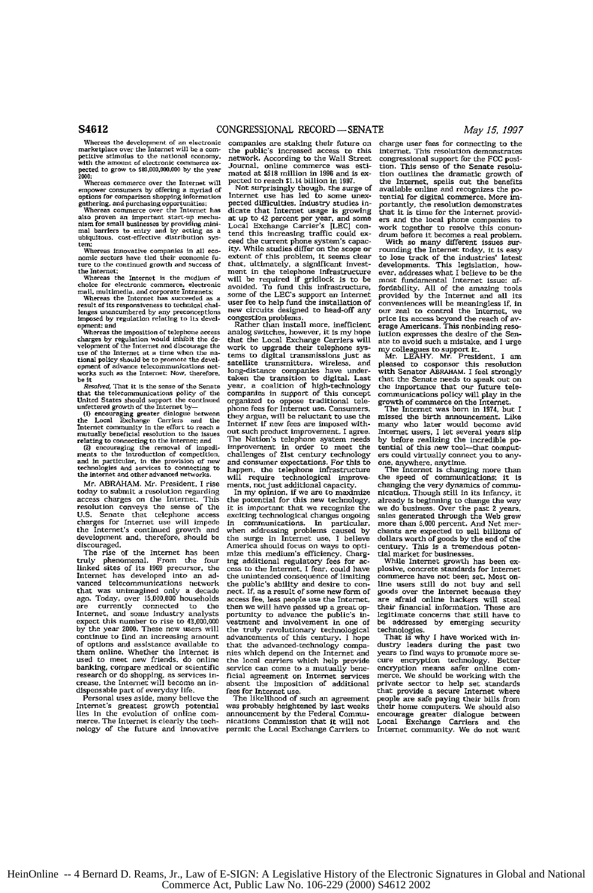Whereas the development of an electronic marketplace over the Internet will be a competitive stimulus to the national economy, with the amount of electronic commerce expected to grow to $80,000,000,000 by the year 2000;

Whereas commerce over the Internet will empower consumers by offering a myriad of options for comparison shopping information gathering, and purchasing opportunities;

Whereas commerce over the Internet has also proven an important start-up mechanism for small businesses by providing minimal barriers to entry and by acting as a ubiquitous, cost-effective distribution system;

Whereas innovative companies in all economic sectors have tied their economic future to the continued growth and success of the Internet;

Whereas the Internet is the medium of choice for electronic commerce, electronic mail, multimedia, and corporate Intranets;

Whereas the Internet has succeeded as a result of its responsiveness to technical challenges unencumbered by any preconceptions imposed by regulation relating to its development; and

Whereas the imposition of telephone access charges by regulation would inhibit the development of the Internet and discourage the use of the Internet at a time when the national policy should be to promote the development of advance telecommunications networks such as the Internet: Now, therefore, be it

*Resolved,* That it is the sense of the Senate that the telecommunications policy of the United States should support the continued unfettered growth of the Internet by—

(1) encouraging greater dialogue between the Local Exchange Carriers and the Internet community in the effort to reach a mutually beneficial resolution to the issues relating to connecting to the Internet; and

(2) encouraging the removal of impediments to the introduction of competition, and in particular, in the provision of new technologies and services to connecting to the internet and other advanced networks.

Mr. ABRAHAM. Mr. President, I rise today to submit a resolution regarding access charges on the Internet. This resolution conveys the sense of the U.S. Senate that telephone access charges for Internet use will impede the Internet's continued growth and development and, therefore, should be discouraged.

The rise of the Internet has been truly phenomenal. From the four linked sites of its 1969 precursor, the Internet has developed into an advanced telecommunications network that was unimagined only a decade ago. Today, over 15,000,000 households are currently connected to the Internet, and some industry analysts expect this number to rise to 43,000,000 by the year 2000. These new users will continue to find an increasing amount of options and assistance available to them online. Whether the Internet is used to meet new friends, do online banking, compare medical or scientific research or do shopping, as services increase, the Internet will become an indispensable part of everyday life.

Personal uses aside, many believe the Internet's greatest growth potential lies in the evolution of online commerce. The Internet is clearly the technology of the future and innovative companies are staking their future on the public's increased access to this network. According to the Wall Street Journal, online commerce was estimated at $518 million in 1996 and is expected to reach $1.14 billion in 1997.

Not surprisingly though, the surge of Internet use has led to some unexpected difficulties. Industry studies indicate that Internet usage is growing at up to 42 percent per year, and some Local Exchange Carrier's [LEC] contend this increasing traffic could exceed the current phone system's capacity. While studies differ on the scope or extent of this problem, it seems clear that, ultimately, a significant investment in the telephone infrastructure will be required if gridlock is to be avoided. To fund this infrastructure, some of the LEC's support an Internet user fee to help fund the installation of new circuits designed to head-off any congestion problems.

Rather than install more, inefficient analog switches, however, it is my hope that the Local Exchange Carriers will work to upgrade their telephone systems to digital transmissions just as satellite transmitters, wireless, and long-distance companies have undertaken the transition to digital. Last year, a coalition of high-technology companies in support of this concept organized to oppose traditional telephone fees for Internet use. Consumers, they argue, will be reluctant to use the Internet if new fees are imposed without such product improvement. I agree. The Nation's telephone system needs improvement in order to meet the challenges of 21st century technology and consumer expectations. For this to happen, the telephone infrastructure will require technological improvements, not just additional capacity.

In my opinion, if we are to maximize the potential for this new technology, it is important that we recognize the exciting technological changes ongoing in communications. In particular, when addressing problems caused by the surge in Internet use, I believe America should focus on ways to optimize this medium's efficiency. Charging additional regulatory fees for access to the Internet, I fear, could have the unintended consequence of limiting the public's ability and desire to connect. If, as a result of some new form of access fee, less people use the Internet, then we will have passed up a great opportunity to advance the public's investment and involvement in one of the truly revolutionary technological advancements of this century. I hope that the advanced-technology companies which depend on the Internet and the local carriers which help provide service can come to a mutually beneficial agreement on Internet services absent the imposition of additional fees for Internet use.

The likelihood of such an agreement was probably heightened by last weeks announcement by the Federal Communications Commission that it will not permit the Local Exchange Carriers to charge user fees for connecting to the internet. This resolution demonstrates congressional support for the FCC position. This sense of the Senate resolution outlines the dramatic growth of the Internet, spells out the benefits available online and recognizes the potential for digital commerce. More importantly, the resolution demonstrates that it is time for the Internet providers and the local phone companies to work together to resolve this conundrum before it becomes a real problem.

With so many different issues surrounding the Internet today, it is easy to lose track of the industries' latest developments. This legislation, however, addresses what I believe to be the most fundamental Internet issue: affordability. All of the amazing tools provided by the Internet and all its conveniences will be meaningless if, in our zeal to control the Internet, we price its access beyond the reach of average Americans. This nonbinding resolution expresses the desire of the Senate to avoid such a mistake, and I urge my colleagues to support it.

Mr. LEAHY. Mr. President, I am pleased to cosponsor this resolution with Senator ABRAHAM. I feel strongly that the Senate needs to speak out on the importance that our future telecommunications policy will play in the growth of commerce on the Internet.

The Internet was born in 1974, but I missed the birth announcement. Like many who later would become avid Internet users, I let several years slip by before realizing the incredible potential of this new tool—that computers could virtually connect you to anyone, anywhere, anytime.

The Internet is changing more than the speed of communications: it is changing the very dynamics of communication. Though still in its infancy, it already is beginning to change the way we do business. Over the past 2 years, sales generated through the Web grew more than 5,000 percent. And Net merchants are expected to sell billions of dollars worth of goods by the end of the century. This is a tremendous potential market for businesses.

While Internet growth has been explosive, concrete standards for Internet commerce have not been set. Most online users still do not buy and sell goods over the Internet because they are afraid online hackers will steal their financial information. These are legitimate concerns that still have to be addressed by emerging security technologies.

That is why I have worked with industry leaders during the past two years to find ways to promote more secure encryption technology. Better encryption means safer online commerce. We should be working with the private sector to help set standards that provide a secure Internet where people are safe paying their bills from their home computers. We should also encourage greater dialogue between Local Exchange Carriers and the Internet community. We do not want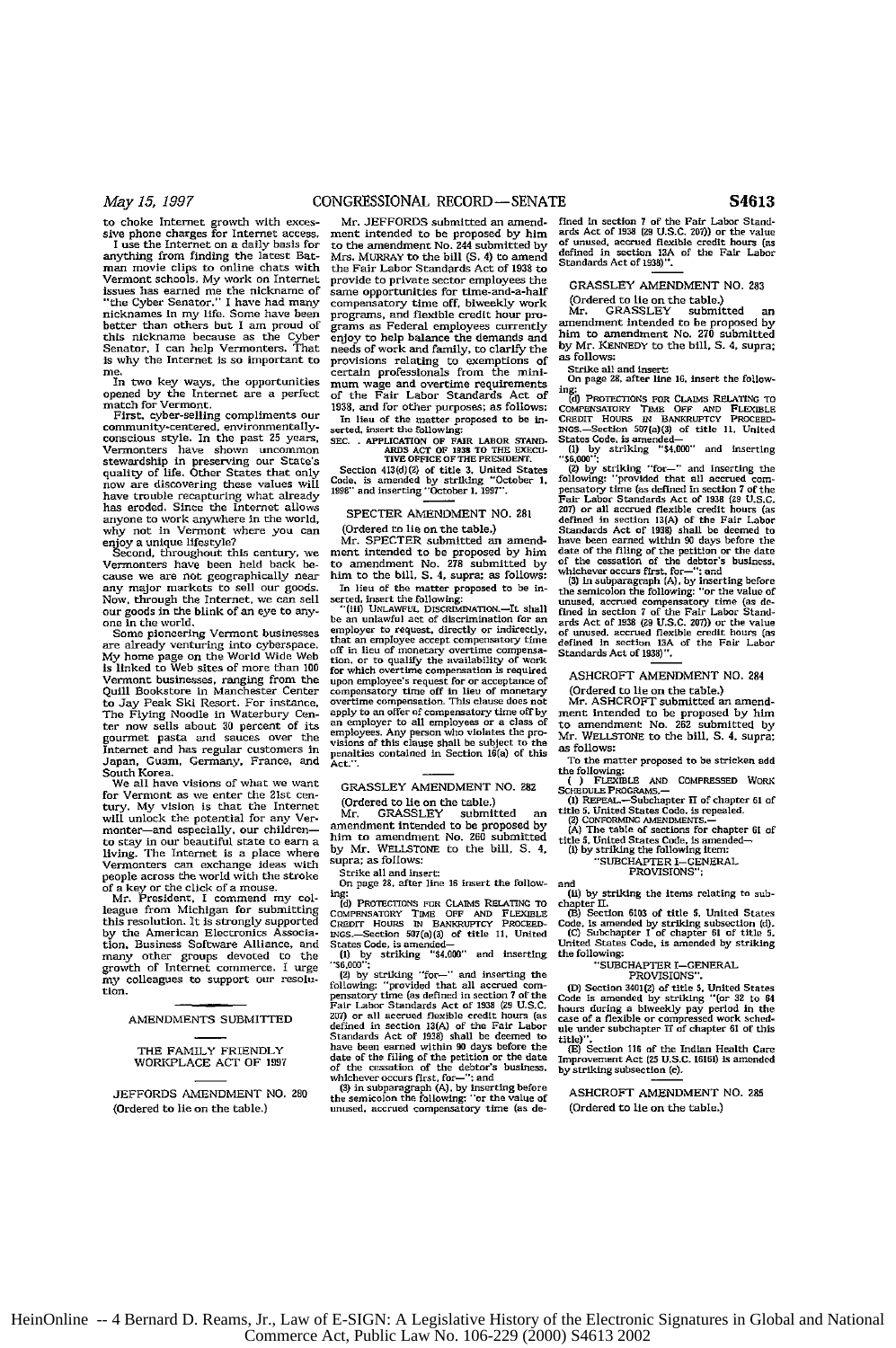to choke Internet growth with excessive phone charges for Internet access.

I use the Internet on a daily basis for anything from finding the latest Batman movie clips to online chats with Vermont schools. My work on Internet issues has earned me the nickname of "the Cyber Senator." I have had many nicknames in my life. Some have been better than others but I am proud of this nickname because as the Cyber Senator, I can help Vermonters. That is why the Internet is so important to me.

In two key ways, the opportunities opened by the Internet are a perfect match for Vermont.

First, cyber-selling compliments our community-centered, environmentally-conscious style. In the past 25 years, Vermonters have shown uncommon stewardship in preserving our State's quality of life. Other States that only now are discovering these values will have trouble recapturing what already has eroded. Since the Internet allows anyone to work anywhere in the world, why not in Vermont where you can enjoy a unique lifestyle?

Second, throughout this century, we Vermonters have been held back because we are not geographically near any major markets to sell our goods. Now, through the Internet, we can sell our goods in the blink of an eye to anyone in the world.

Some pioneering Vermont businesses are already venturing into cyberspace. My home page on the World Wide Web is linked to Web sites of more than 100 Vermont businesses, ranging from the Quill Bookstore in Manchester Center to Jay Peak Ski Resort. For instance, The Flying Noodle in Waterbury Center now sells about 30 percent of its gourmet pasta and sauces over the Internet and has regular customers in Japan, Guam, Germany, France, and South Korea.

We all have visions of what we want for Vermont as we enter the 21st century. My vision is that the Internet will unlock the potential for any Vermonter—and especially, our children—to stay in our beautiful state to earn a living. The Internet is a place where Vermonters can exchange ideas with people across the world with the stroke of a key or the click of a mouse.

Mr. President, I commend my colleague from Michigan for submitting this resolution. It is strongly supported by the American Electronics Association, Business Software Alliance, and many other groups devoted to the growth of Internet commerce. I urge my colleagues to support our resolution.

## AMENDMENTS SUBMITTED

### THE FAMILY FRIENDLY WORKPLACE ACT OF 1997

#### JEFFORDS AMENDMENT NO. 280

(Ordered to lie on the table.)

Mr. JEFFORDS submitted an amendment intended to be proposed by him to the amendment No. 244 submitted by Mrs. MURRAY to the bill (S. 4) to amend the Fair Labor Standards Act of 1938 to provide to private sector employees the same opportunities for time-and-a-half compensatory time off, biweekly work programs, and flexible credit hour programs as Federal employees currently enjoy to help balance the demands and needs of work and family, to clarify the provisions relating to exemptions of certain professionals from the minimum wage and overtime requirements of the Fair Labor Standards Act of 1938, and for other purposes; as follows:

In lieu of the matter proposed to be inserted, insert the following:

SEC. . APPLICATION OF FAIR LABOR STANDARDS ACT OF 1938 TO THE EXECUTIVE OFFICE OF THE PRESIDENT.

Section 413(d)(2) of title 3, United States Code, is amended by striking "October 1, 1998" and inserting "October 1, 1997".

#### SPECTER AMENDMENT NO. 281

(Ordered to lie on the table.)

Mr. SPECTER submitted an amendment intended to be proposed by him to amendment No. 278 submitted by him to the bill, S. 4, supra; as follows:

In lieu of the matter proposed to be inserted, insert the following:

"(iii) UNLAWFUL DISCRIMINATION.—It shall be an unlawful act of discrimination for an employer to request, directly or indirectly, that an employee accept compensatory time off in lieu of monetary overtime compensation, or to qualify the availability of work for which overtime compensation is required upon employee's request for or acceptance of compensatory time off in lieu of monetary overtime compensation. This clause does not apply to an offer of compensatory time off by an employer to all employees or a class of employees. Any person who violates the provisions of this clause shall be subject to the penalties contained in Section 16(a) of this Act.".

#### GRASSLEY AMENDMENT NO. 282

(Ordered to lie on the table.)

Mr. GRASSLEY submitted an amendment intended to be proposed by him to amendment No. 260 submitted by Mr. WELLSTONE to the bill, S. 4, supra; as follows:

Strike all and insert:

On page 28, after line 16 insert the following:

(d) PROTECTIONS FOR CLAIMS RELATING TO COMPENSATORY TIME OFF AND FLEXIBLE CREDIT HOURS IN BANKRUPTCY PROCEEDINGS.—Section 507(a)(3) of title 11, United States Code, is amended—

(1) by striking "$4,000" and inserting "$6,000";

(2) by striking "for—" and inserting the following: "provided that all accrued compensatory time (as defined in section 7 of the Fair Labor Standards Act of 1938 (29 U.S.C. 207) or all accrued flexible credit hours (as defined in section 13(A) of the Fair Labor Standards Act of 1938) shall be deemed to have been earned within 90 days before the date of the filing of the petition or the date of the cessation of the debtor's business, whichever occurs first, for—"; and

(3) in subparagraph (A), by inserting before the semicolon the following: "or the value of unused, accrued compensatory time (as defined in section 7 of the Fair Labor Standards Act of 1938 (29 U.S.C. 207)) or the value of unused, accrued flexible credit hours (as defined in section 13A of the Fair Labor Standards Act of 1938)".

#### GRASSLEY AMENDMENT NO. 283

(Ordered to lie on the table.)

Mr. GRASSLEY submitted an amendment intended to be proposed by him to amendment No. 270 submitted by Mr. KENNEDY to the bill, S. 4, supra; as follows:

Strike all and insert:

On page 28, after line 16, insert the following:

(d) PROTECTIONS FOR CLAIMS RELATING TO COMPENSATORY TIME OFF AND FLEXIBLE CREDIT HOURS IN BANKRUPTCY PROCEEDINGS.—Section 507(a)(3) of title 11, United States Code, is amended—

(1) by striking "$4,000" and inserting "$6,000";

(2) by striking "for—" and inserting the following: "provided that all accrued compensatory time (as defined in section 7 of the Fair Labor Standards Act of 1938 (29 U.S.C. 207) or all accrued flexible credit hours (as defined in section 13(A) of the Fair Labor Standards Act of 1938) shall be deemed to have been earned within 90 days before the date of the filing of the petition or the date of the cessation of the debtor's business, whichever occurs first, for—"; and

(3) in subparagraph (A), by inserting before the semicolon the following: "or the value of unused, accrued compensatory time (as defined in section 7 of the Fair Labor Standards Act of 1938 (29 U.S.C. 207)) or the value of unused, accrued flexible credit hours (as defined in section 13A of the Fair Labor Standards Act of 1938)".

#### ASHCROFT AMENDMENT NO. 284

(Ordered to lie on the table.)

Mr. ASHCROFT submitted an amendment intended to be proposed by him to amendment No. 262 submitted by Mr. WELLSTONE to the bill, S. 4, supra; as follows:

To the matter proposed to be stricken add the following:

( ) FLEXIBLE AND COMPRESSED WORK SCHEDULE PROGRAMS.—

(1) REPEAL.—Subchapter II of chapter 61 of title 5, United States Code, is repealed.

(2) CONFORMING AMENDMENTS.—

(A) The table of sections for chapter 61 of title 5, United States Code, is amended—

(i) by striking the following item:

"SUBCHAPTER I—GENERAL PROVISIONS";

and

(ii) by striking the items relating to subchapter II.

(B) Section 6103 of title 5, United States Code, is amended by striking subsection (d).

(C) Subchapter I of chapter 61 of title 5, United States Code, is amended by striking the following:

"SUBCHAPTER I—GENERAL PROVISIONS".

(D) Section 3401(2) of title 5, United States Code is amended by striking "(or 32 to 64 hours during a biweekly pay period in the case of a flexible or compressed work schedule under subchapter II of chapter 61 of this title)".

(E) Section 116 of the Indian Health Care Improvement Act (25 U.S.C. 1616i) is amended by striking subsection (c).

#### ASHCROFT AMENDMENT NO. 285

(Ordered to lie on the table.)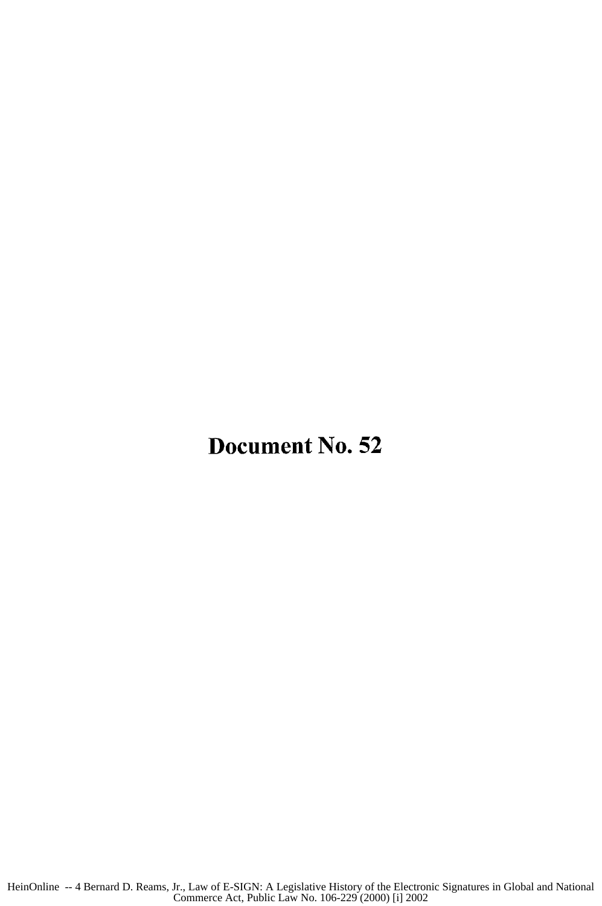# Document No. 52